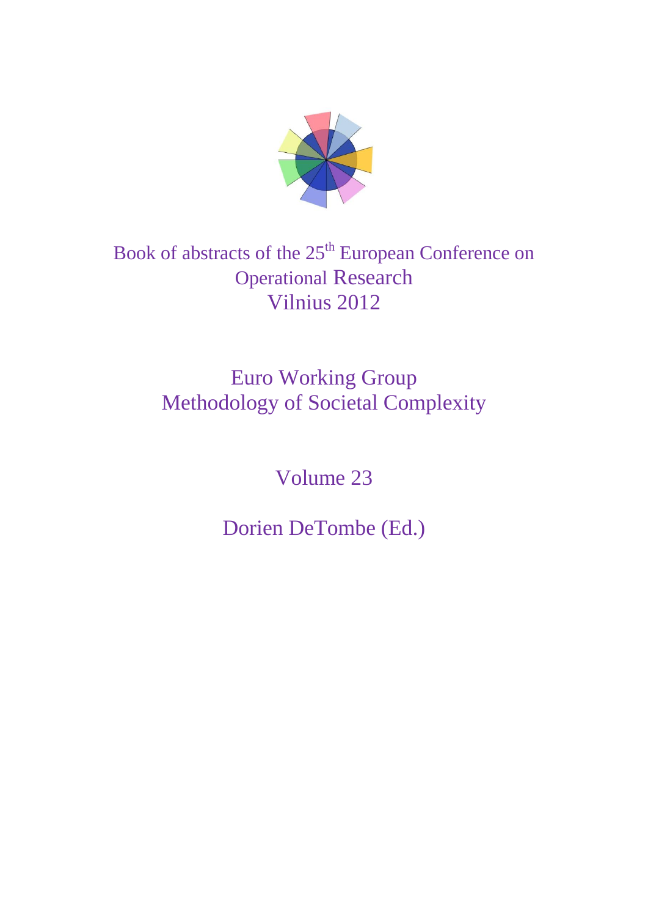# Book of abstracts of the 25th European Conference on Operational Research Vilnius 2012

## Euro Working Group Methodology of Societal Complexity

Volume 23

Dorien DeTombe (Ed.)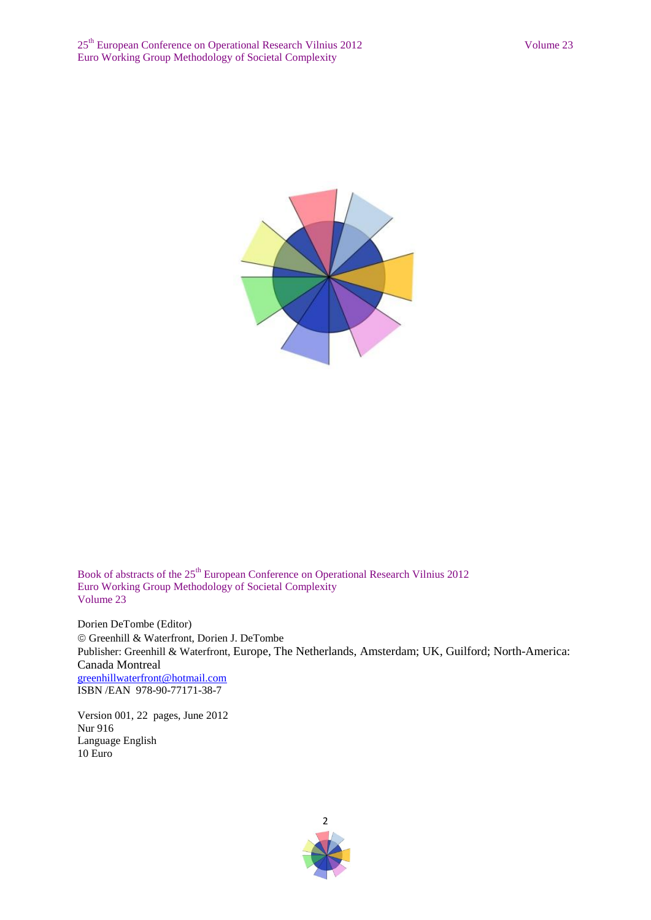Book of abstracts of the 25th European Conference on Operational Research Vilnius 2012
Euro Working Group Methodology of Societal Complexity
Volume 23

Dorien DeTombe (Editor)
© Greenhill & Waterfront, Dorien J. DeTombe
Publisher: Greenhill & Waterfront, Europe, The Netherlands, Amsterdam; UK, Guilford; North-America: Canada Montreal
greenhillwaterfront@hotmail.com
ISBN /EAN 978-90-77171-38-7

Version 001, 22 pages, June 2012
Nur 916
Language English
10 Euro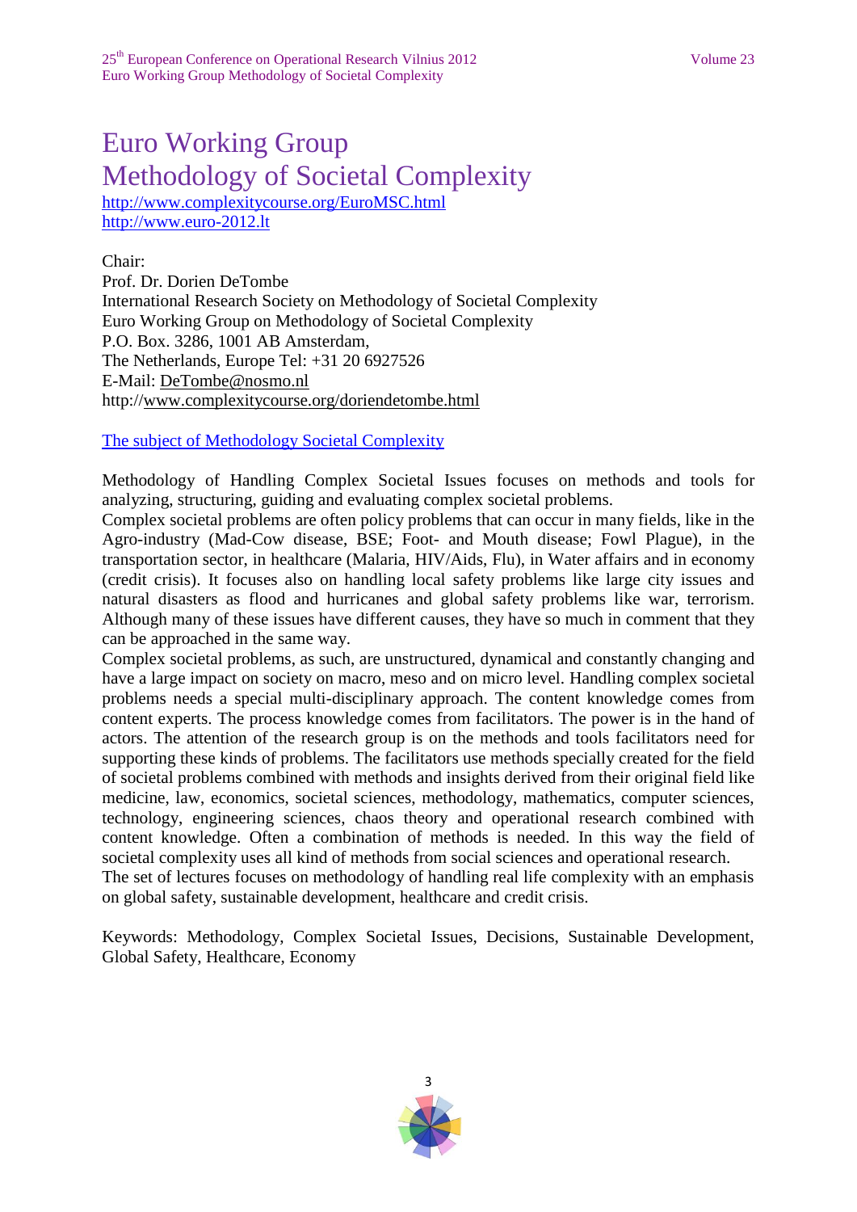# Euro Working Group
# Methodology of Societal Complexity

http://www.complexitycourse.org/EuroMSC.html
http://www.euro-2012.lt

Chair:
Prof. Dr. Dorien DeTombe
International Research Society on Methodology of Societal Complexity
Euro Working Group on Methodology of Societal Complexity
P.O. Box. 3286, 1001 AB Amsterdam,
The Netherlands, Europe Tel: +31 20 6927526
E-Mail: DeTombe@nosmo.nl
http://www.complexitycourse.org/doriendetombe.html

The subject of Methodology Societal Complexity

Methodology of Handling Complex Societal Issues focuses on methods and tools for analyzing, structuring, guiding and evaluating complex societal problems.
Complex societal problems are often policy problems that can occur in many fields, like in the Agro-industry (Mad-Cow disease, BSE; Foot- and Mouth disease; Fowl Plague), in the transportation sector, in healthcare (Malaria, HIV/Aids, Flu), in Water affairs and in economy (credit crisis). It focuses also on handling local safety problems like large city issues and natural disasters as flood and hurricanes and global safety problems like war, terrorism. Although many of these issues have different causes, they have so much in comment that they can be approached in the same way.
Complex societal problems, as such, are unstructured, dynamical and constantly changing and have a large impact on society on macro, meso and on micro level. Handling complex societal problems needs a special multi-disciplinary approach. The content knowledge comes from content experts. The process knowledge comes from facilitators. The power is in the hand of actors. The attention of the research group is on the methods and tools facilitators need for supporting these kinds of problems. The facilitators use methods specially created for the field of societal problems combined with methods and insights derived from their original field like medicine, law, economics, societal sciences, methodology, mathematics, computer sciences, technology, engineering sciences, chaos theory and operational research combined with content knowledge. Often a combination of methods is needed. In this way the field of societal complexity uses all kind of methods from social sciences and operational research.
The set of lectures focuses on methodology of handling real life complexity with an emphasis on global safety, sustainable development, healthcare and credit crisis.

Keywords: Methodology, Complex Societal Issues, Decisions, Sustainable Development, Global Safety, Healthcare, Economy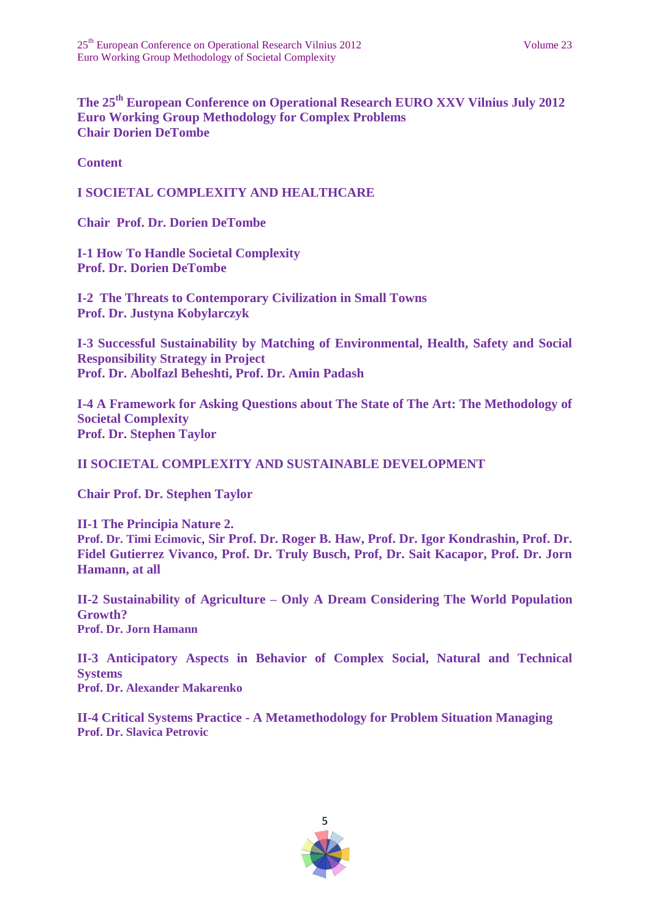# The 25th European Conference on Operational Research EURO XXV Vilnius July 2012
**Euro Working Group Methodology for Complex Problems**
**Chair Dorien DeTombe**

**Content**

## I SOCIETAL COMPLEXITY AND HEALTHCARE

**Chair Prof. Dr. Dorien DeTombe**

**I-1 How To Handle Societal Complexity**
**Prof. Dr. Dorien DeTombe**

**I-2 The Threats to Contemporary Civilization in Small Towns**
**Prof. Dr. Justyna Kobylarczyk**

**I-3 Successful Sustainability by Matching of Environmental, Health, Safety and Social Responsibility Strategy in Project**
**Prof. Dr. Abolfazl Beheshti, Prof. Dr. Amin Padash**

**I-4 A Framework for Asking Questions about The State of The Art: The Methodology of Societal Complexity**
**Prof. Dr. Stephen Taylor**

## II SOCIETAL COMPLEXITY AND SUSTAINABLE DEVELOPMENT

**Chair Prof. Dr. Stephen Taylor**

**II-1 The Principia Nature 2.**
**Prof. Dr. Timi Ecimovic**, **Sir Prof. Dr. Roger B. Haw, Prof. Dr. Igor Kondrashin, Prof. Dr. Fidel Gutierrez Vivanco, Prof. Dr. Truly Busch, Prof, Dr. Sait Kacapor, Prof. Dr. Jorn Hamann, at all**

**II-2 Sustainability of Agriculture – Only A Dream Considering The World Population Growth?**
**Prof. Dr. Jorn Hamann**

**II-3 Anticipatory Aspects in Behavior of Complex Social, Natural and Technical Systems**
**Prof. Dr. Alexander Makarenko**

**II-4 Critical Systems Practice - A Metamethodology for Problem Situation Managing**
**Prof. Dr. Slavica Petrovic**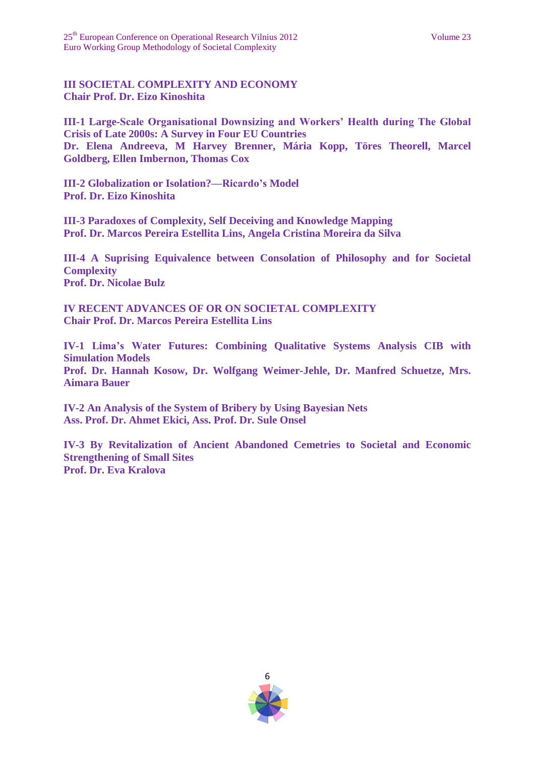## III SOCIETAL COMPLEXITY AND ECONOMY

**Chair Prof. Dr. Eizo Kinoshita**

**III-1 Large-Scale Organisational Downsizing and Workers' Health during The Global Crisis of Late 2000s: A Survey in Four EU Countries**
**Dr. Elena Andreeva, M Harvey Brenner, Mária Kopp, Töres Theorell, Marcel Goldberg, Ellen Imbernon, Thomas Cox**

**III-2 Globalization or Isolation?—Ricardo's Model**
**Prof. Dr. Eizo Kinoshita**

**III-3 Paradoxes of Complexity, Self Deceiving and Knowledge Mapping**
**Prof. Dr. Marcos Pereira Estellita Lins, Angela Cristina Moreira da Silva**

**III-4 A Suprising Equivalence between Consolation of Philosophy and for Societal Complexity**
**Prof. Dr. Nicolae Bulz**

## IV RECENT ADVANCES OF OR ON SOCIETAL COMPLEXITY

**Chair Prof. Dr. Marcos Pereira Estellita Lins**

**IV-1 Lima's Water Futures: Combining Qualitative Systems Analysis CIB with Simulation Models**
**Prof. Dr. Hannah Kosow, Dr. Wolfgang Weimer-Jehle, Dr. Manfred Schuetze, Mrs. Aimara Bauer**

**IV-2 An Analysis of the System of Bribery by Using Bayesian Nets**
**Ass. Prof. Dr. Ahmet Ekici, Ass. Prof. Dr. Sule Onsel**

**IV-3 By Revitalization of Ancient Abandoned Cemetries to Societal and Economic Strengthening of Small Sites**
**Prof. Dr. Eva Kralova**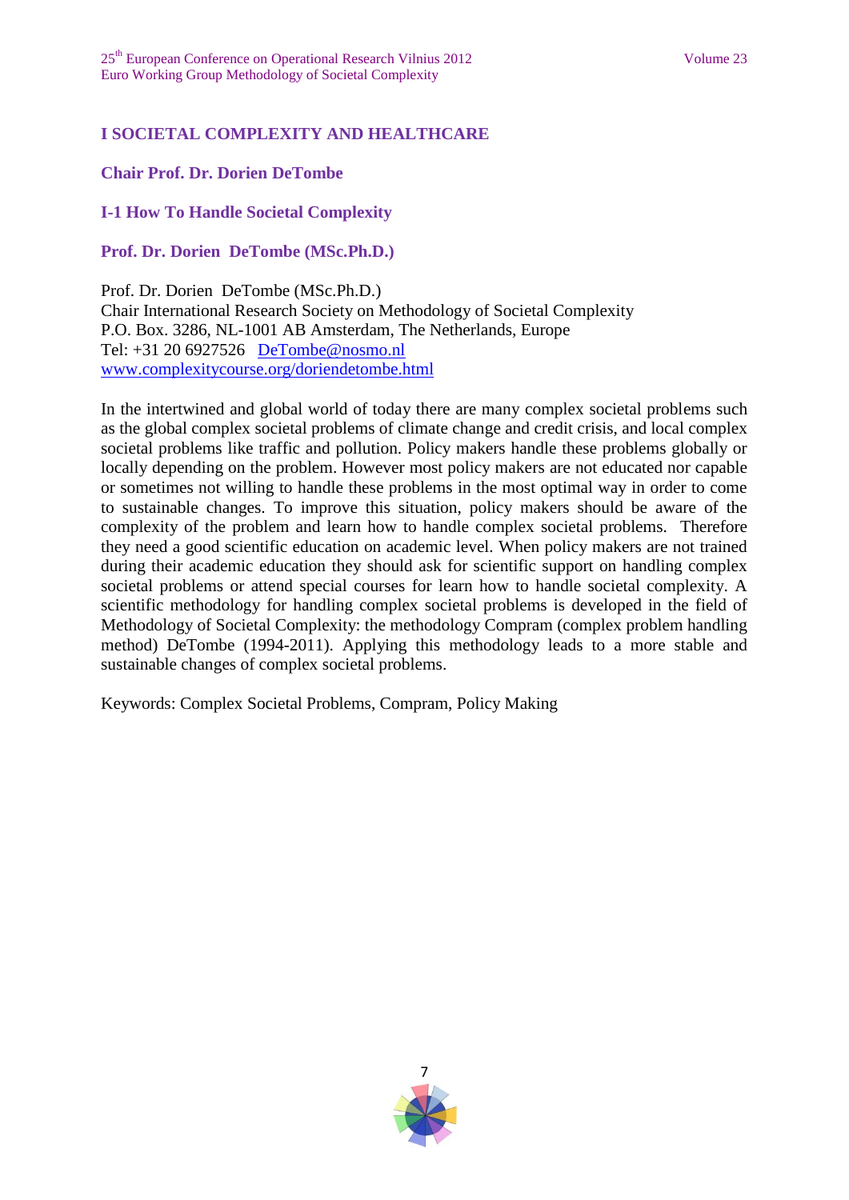# I SOCIETAL COMPLEXITY AND HEALTHCARE

## Chair Prof. Dr. Dorien DeTombe

## I-1 How To Handle Societal Complexity

### Prof. Dr. Dorien DeTombe (MSc.Ph.D.)

Prof. Dr. Dorien DeTombe (MSc.Ph.D.)
Chair International Research Society on Methodology of Societal Complexity
P.O. Box. 3286, NL-1001 AB Amsterdam, The Netherlands, Europe
Tel: +31 20 6927526 DeTombe@nosmo.nl
www.complexitycourse.org/doriendetombe.html

In the intertwined and global world of today there are many complex societal problems such as the global complex societal problems of climate change and credit crisis, and local complex societal problems like traffic and pollution. Policy makers handle these problems globally or locally depending on the problem. However most policy makers are not educated nor capable or sometimes not willing to handle these problems in the most optimal way in order to come to sustainable changes. To improve this situation, policy makers should be aware of the complexity of the problem and learn how to handle complex societal problems. Therefore they need a good scientific education on academic level. When policy makers are not trained during their academic education they should ask for scientific support on handling complex societal problems or attend special courses for learn how to handle societal complexity. A scientific methodology for handling complex societal problems is developed in the field of Methodology of Societal Complexity: the methodology Compram (complex problem handling method) DeTombe (1994-2011). Applying this methodology leads to a more stable and sustainable changes of complex societal problems.

Keywords: Complex Societal Problems, Compram, Policy Making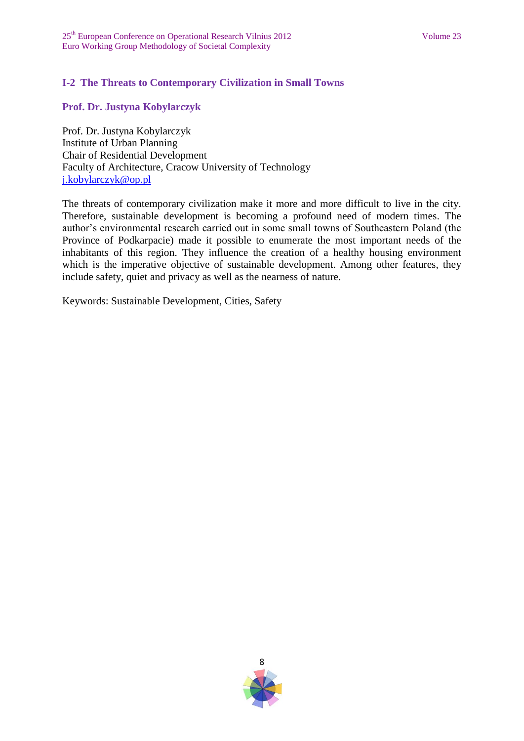## I-2 The Threats to Contemporary Civilization in Small Towns

**Prof. Dr. Justyna Kobylarczyk**

Prof. Dr. Justyna Kobylarczyk
Institute of Urban Planning
Chair of Residential Development
Faculty of Architecture, Cracow University of Technology
j.kobylarczyk@op.pl

The threats of contemporary civilization make it more and more difficult to live in the city. Therefore, sustainable development is becoming a profound need of modern times. The author's environmental research carried out in some small towns of Southeastern Poland (the Province of Podkarpacie) made it possible to enumerate the most important needs of the inhabitants of this region. They influence the creation of a healthy housing environment which is the imperative objective of sustainable development. Among other features, they include safety, quiet and privacy as well as the nearness of nature.

Keywords: Sustainable Development, Cities, Safety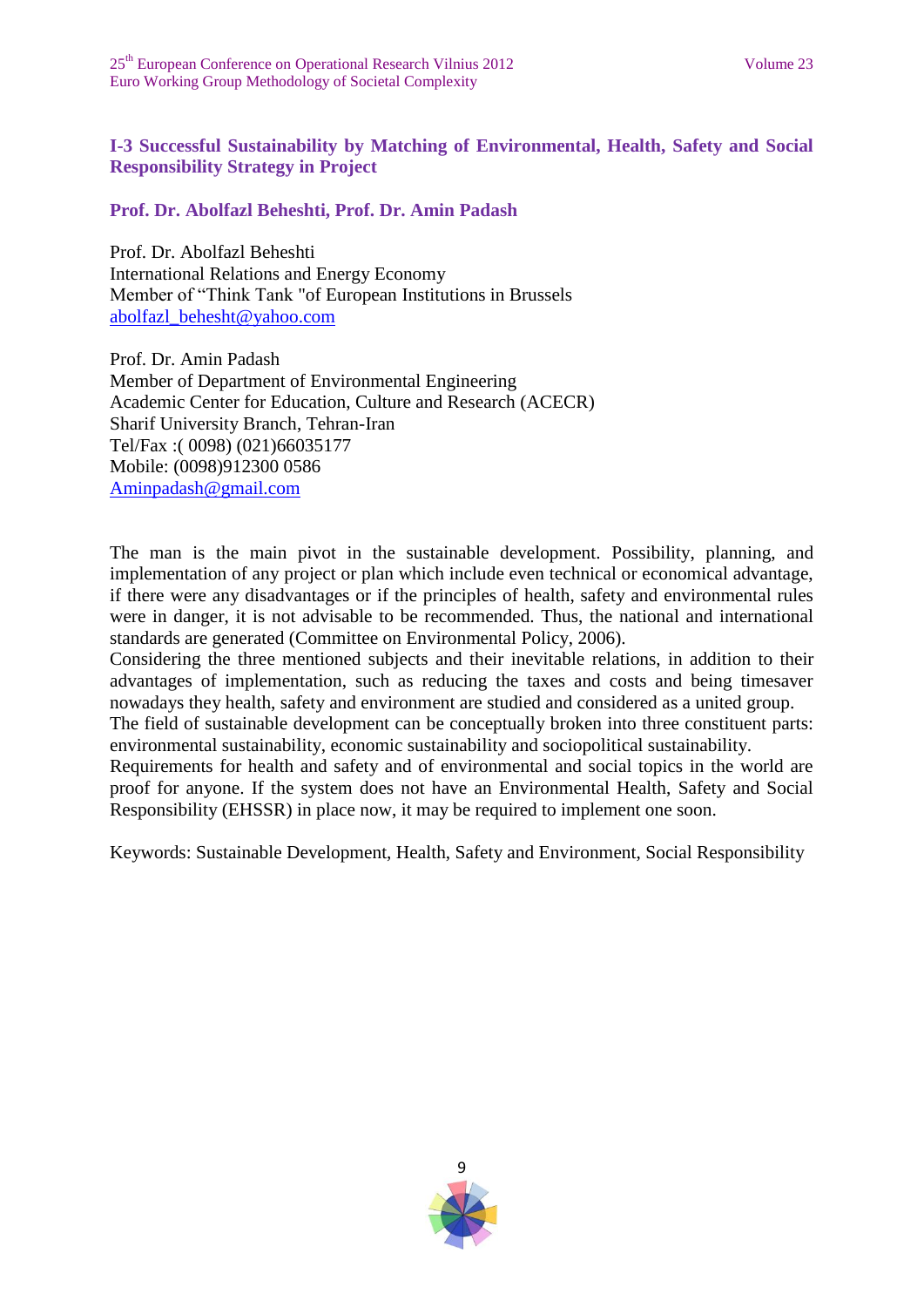## I-3 Successful Sustainability by Matching of Environmental, Health, Safety and Social Responsibility Strategy in Project

**Prof. Dr. Abolfazl Beheshti, Prof. Dr. Amin Padash**

Prof. Dr. Abolfazl Beheshti
International Relations and Energy Economy
Member of "Think Tank "of European Institutions in Brussels
abolfazl_behesht@yahoo.com

Prof. Dr. Amin Padash
Member of Department of Environmental Engineering
Academic Center for Education, Culture and Research (ACECR)
Sharif University Branch, Tehran-Iran
Tel/Fax :( 0098) (021)66035177
Mobile: (0098)912300 0586
Aminpadash@gmail.com

The man is the main pivot in the sustainable development. Possibility, planning, and implementation of any project or plan which include even technical or economical advantage, if there were any disadvantages or if the principles of health, safety and environmental rules were in danger, it is not advisable to be recommended. Thus, the national and international standards are generated (Committee on Environmental Policy, 2006).
Considering the three mentioned subjects and their inevitable relations, in addition to their advantages of implementation, such as reducing the taxes and costs and being timesaver nowadays they health, safety and environment are studied and considered as a united group.
The field of sustainable development can be conceptually broken into three constituent parts: environmental sustainability, economic sustainability and sociopolitical sustainability.
Requirements for health and safety and of environmental and social topics in the world are proof for anyone. If the system does not have an Environmental Health, Safety and Social Responsibility (EHSSR) in place now, it may be required to implement one soon.

Keywords: Sustainable Development, Health, Safety and Environment, Social Responsibility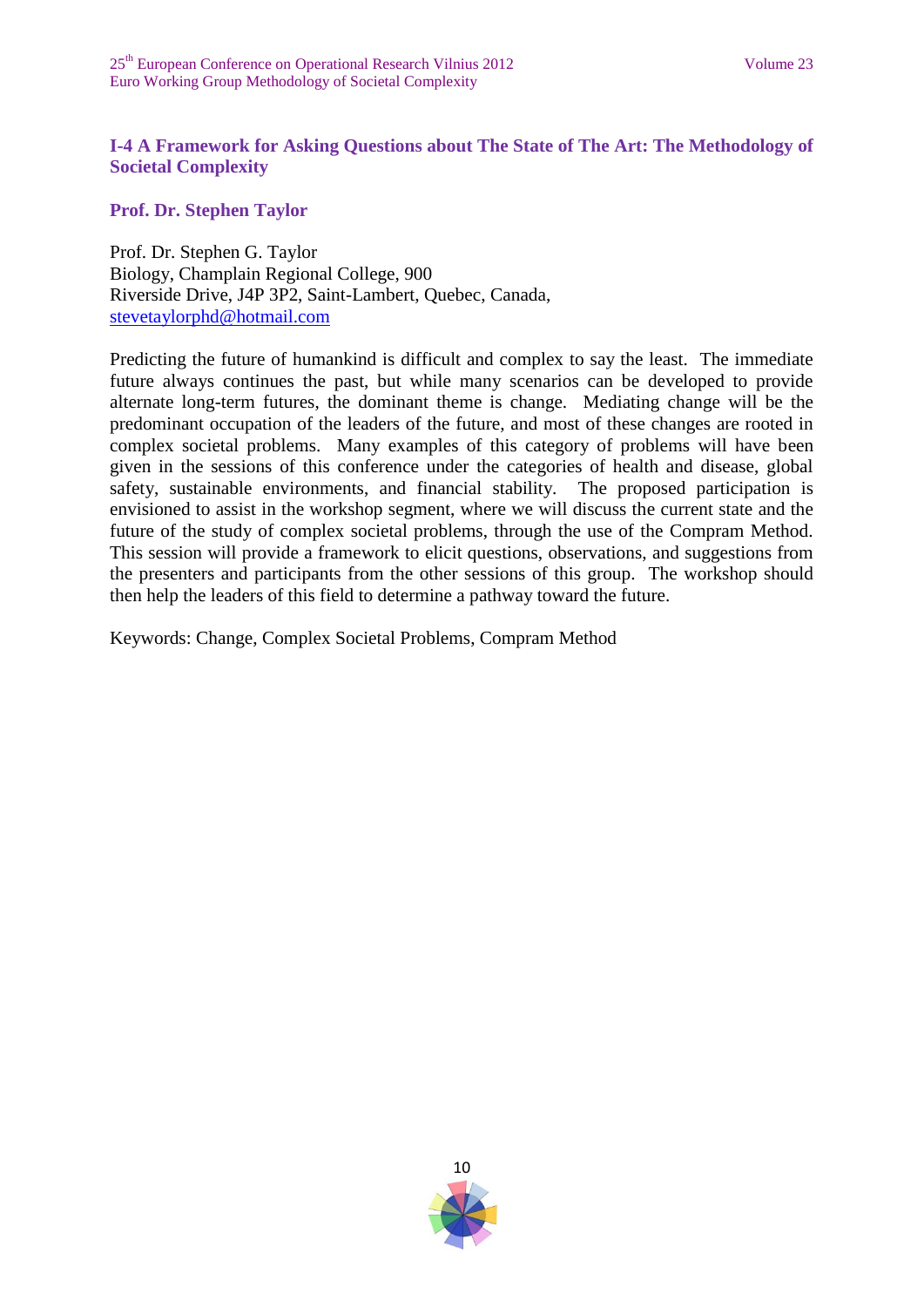## I-4 A Framework for Asking Questions about The State of The Art: The Methodology of Societal Complexity

**Prof. Dr. Stephen Taylor**

Prof. Dr. Stephen G. Taylor
Biology, Champlain Regional College, 900
Riverside Drive, J4P 3P2, Saint-Lambert, Quebec, Canada,
stevetaylorphd@hotmail.com

Predicting the future of humankind is difficult and complex to say the least. The immediate future always continues the past, but while many scenarios can be developed to provide alternate long-term futures, the dominant theme is change. Mediating change will be the predominant occupation of the leaders of the future, and most of these changes are rooted in complex societal problems. Many examples of this category of problems will have been given in the sessions of this conference under the categories of health and disease, global safety, sustainable environments, and financial stability. The proposed participation is envisioned to assist in the workshop segment, where we will discuss the current state and the future of the study of complex societal problems, through the use of the Compram Method. This session will provide a framework to elicit questions, observations, and suggestions from the presenters and participants from the other sessions of this group. The workshop should then help the leaders of this field to determine a pathway toward the future.

Keywords: Change, Complex Societal Problems, Compram Method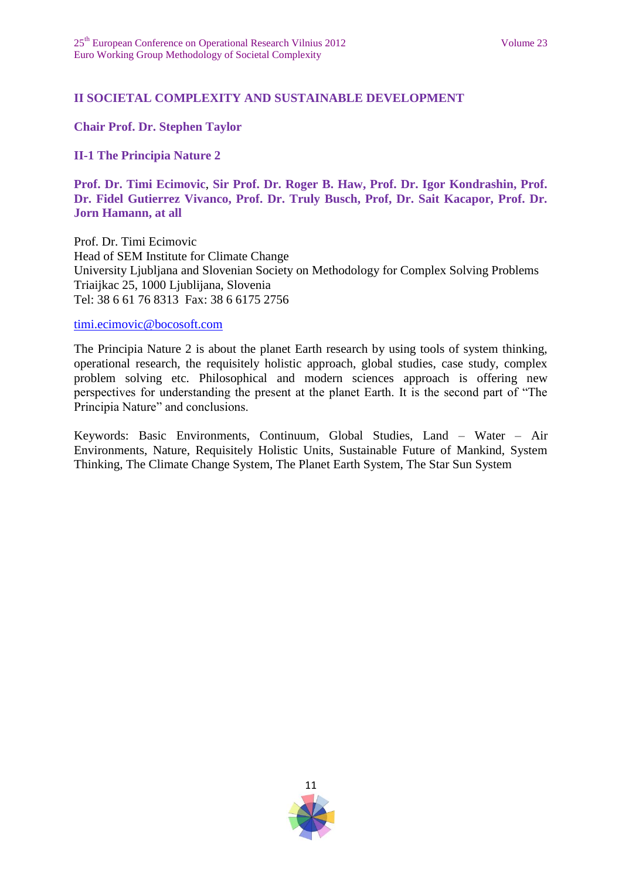## II SOCIETAL COMPLEXITY AND SUSTAINABLE DEVELOPMENT

**Chair Prof. Dr. Stephen Taylor**

### II-1 The Principia Nature 2

**Prof. Dr. Timi Ecimovic, Sir Prof. Dr. Roger B. Haw, Prof. Dr. Igor Kondrashin, Prof. Dr. Fidel Gutierrez Vivanco, Prof. Dr. Truly Busch, Prof, Dr. Sait Kacapor, Prof. Dr. Jorn Hamann, at all**

Prof. Dr. Timi Ecimovic
Head of SEM Institute for Climate Change
University Ljubljana and Slovenian Society on Methodology for Complex Solving Problems
Triaijkac 25, 1000 Ljubljana, Slovenia
Tel: 38 6 61 76 8313 Fax: 38 6 6175 2756

timi.ecimovic@bocosoft.com

The Principia Nature 2 is about the planet Earth research by using tools of system thinking, operational research, the requisitely holistic approach, global studies, case study, complex problem solving etc. Philosophical and modern sciences approach is offering new perspectives for understanding the present at the planet Earth. It is the second part of "The Principia Nature" and conclusions.

Keywords: Basic Environments, Continuum, Global Studies, Land – Water – Air Environments, Nature, Requisitely Holistic Units, Sustainable Future of Mankind, System Thinking, The Climate Change System, The Planet Earth System, The Star Sun System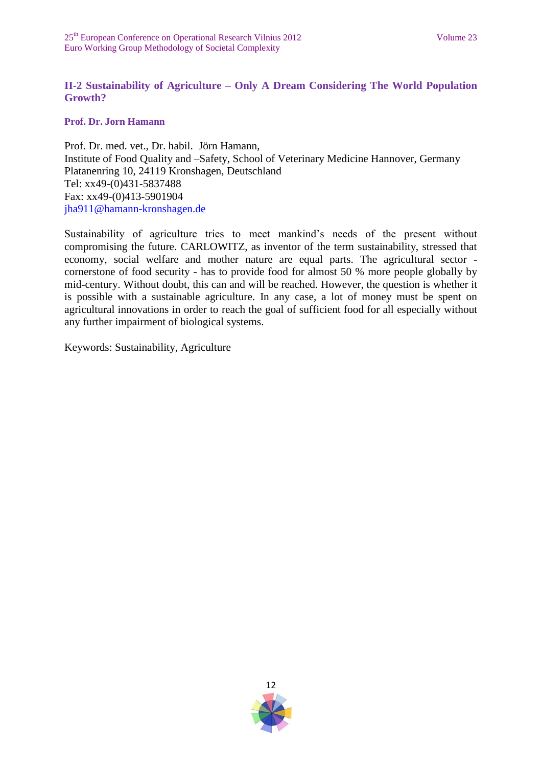## II-2 Sustainability of Agriculture – Only A Dream Considering The World Population Growth?

**Prof. Dr. Jorn Hamann**

Prof. Dr. med. vet., Dr. habil. Jörn Hamann,
Institute of Food Quality and –Safety, School of Veterinary Medicine Hannover, Germany
Platanenring 10, 24119 Kronshagen, Deutschland
Tel: xx49-(0)431-5837488
Fax: xx49-(0)413-5901904
jha911@hamann-kronshagen.de

Sustainability of agriculture tries to meet mankind's needs of the present without compromising the future. CARLOWITZ, as inventor of the term sustainability, stressed that economy, social welfare and mother nature are equal parts. The agricultural sector - cornerstone of food security - has to provide food for almost 50 % more people globally by mid-century. Without doubt, this can and will be reached. However, the question is whether it is possible with a sustainable agriculture. In any case, a lot of money must be spent on agricultural innovations in order to reach the goal of sufficient food for all especially without any further impairment of biological systems.

Keywords: Sustainability, Agriculture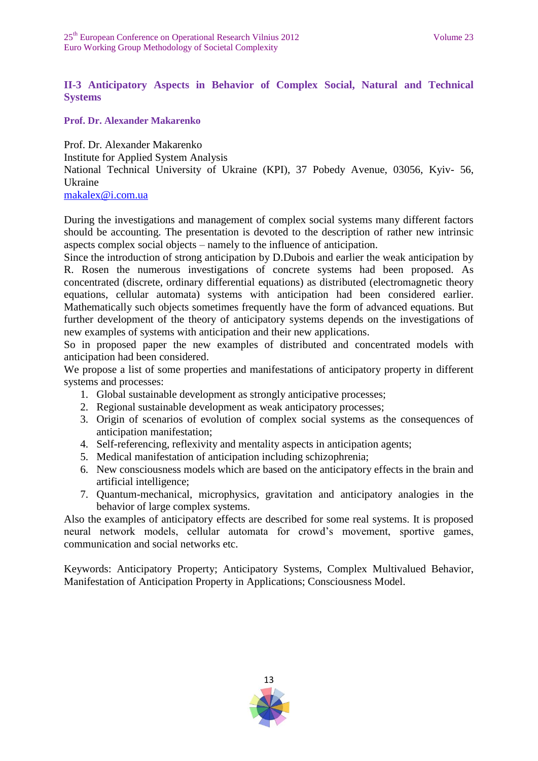## II-3 Anticipatory Aspects in Behavior of Complex Social, Natural and Technical Systems

**Prof. Dr. Alexander Makarenko**

Prof. Dr. Alexander Makarenko
Institute for Applied System Analysis
National Technical University of Ukraine (KPI), 37 Pobedy Avenue, 03056, Kyiv- 56, Ukraine
makalex@i.com.ua

During the investigations and management of complex social systems many different factors should be accounting. The presentation is devoted to the description of rather new intrinsic aspects complex social objects – namely to the influence of anticipation.
Since the introduction of strong anticipation by D.Dubois and earlier the weak anticipation by R. Rosen the numerous investigations of concrete systems had been proposed. As concentrated (discrete, ordinary differential equations) as distributed (electromagnetic theory equations, cellular automata) systems with anticipation had been considered earlier. Mathematically such objects sometimes frequently have the form of advanced equations. But further development of the theory of anticipatory systems depends on the investigations of new examples of systems with anticipation and their new applications.
So in proposed paper the new examples of distributed and concentrated models with anticipation had been considered.
We propose a list of some properties and manifestations of anticipatory property in different systems and processes:

1. Global sustainable development as strongly anticipative processes;
2. Regional sustainable development as weak anticipatory processes;
3. Origin of scenarios of evolution of complex social systems as the consequences of anticipation manifestation;
4. Self-referencing, reflexivity and mentality aspects in anticipation agents;
5. Medical manifestation of anticipation including schizophrenia;
6. New consciousness models which are based on the anticipatory effects in the brain and artificial intelligence;
7. Quantum-mechanical, microphysics, gravitation and anticipatory analogies in the behavior of large complex systems.

Also the examples of anticipatory effects are described for some real systems. It is proposed neural network models, cellular automata for crowd's movement, sportive games, communication and social networks etc.

Keywords: Anticipatory Property; Anticipatory Systems, Complex Multivalued Behavior, Manifestation of Anticipation Property in Applications; Consciousness Model.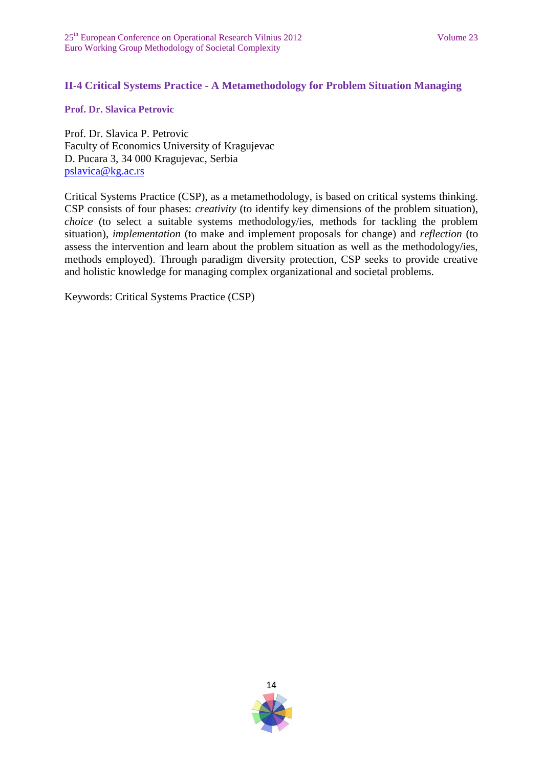## II-4 Critical Systems Practice - A Metamethodology for Problem Situation Managing

**Prof. Dr. Slavica Petrovic**

Prof. Dr. Slavica P. Petrovic
Faculty of Economics University of Kragujevac
D. Pucara 3, 34 000 Kragujevac, Serbia
pslavica@kg.ac.rs

Critical Systems Practice (CSP), as a metamethodology, is based on critical systems thinking. CSP consists of four phases: *creativity* (to identify key dimensions of the problem situation), *choice* (to select a suitable systems methodology/ies, methods for tackling the problem situation), *implementation* (to make and implement proposals for change) and *reflection* (to assess the intervention and learn about the problem situation as well as the methodology/ies, methods employed). Through paradigm diversity protection, CSP seeks to provide creative and holistic knowledge for managing complex organizational and societal problems.

Keywords: Critical Systems Practice (CSP)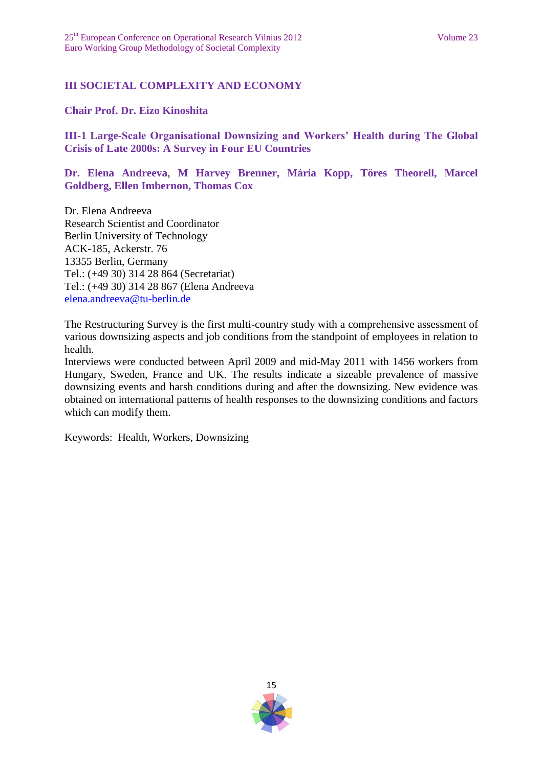## III SOCIETAL COMPLEXITY AND ECONOMY

**Chair Prof. Dr. Eizo Kinoshita**

### III-1 Large-Scale Organisational Downsizing and Workers' Health during The Global Crisis of Late 2000s: A Survey in Four EU Countries

**Dr. Elena Andreeva, M Harvey Brenner, Mária Kopp, Töres Theorell, Marcel Goldberg, Ellen Imbernon, Thomas Cox**

Dr. Elena Andreeva
Research Scientist and Coordinator
Berlin University of Technology
ACK-185, Ackerstr. 76
13355 Berlin, Germany
Tel.: (+49 30) 314 28 864 (Secretariat)
Tel.: (+49 30) 314 28 867 (Elena Andreeva
elena.andreeva@tu-berlin.de

The Restructuring Survey is the first multi-country study with a comprehensive assessment of various downsizing aspects and job conditions from the standpoint of employees in relation to health.
Interviews were conducted between April 2009 and mid-May 2011 with 1456 workers from Hungary, Sweden, France and UK. The results indicate a sizeable prevalence of massive downsizing events and harsh conditions during and after the downsizing. New evidence was obtained on international patterns of health responses to the downsizing conditions and factors which can modify them.

Keywords: Health, Workers, Downsizing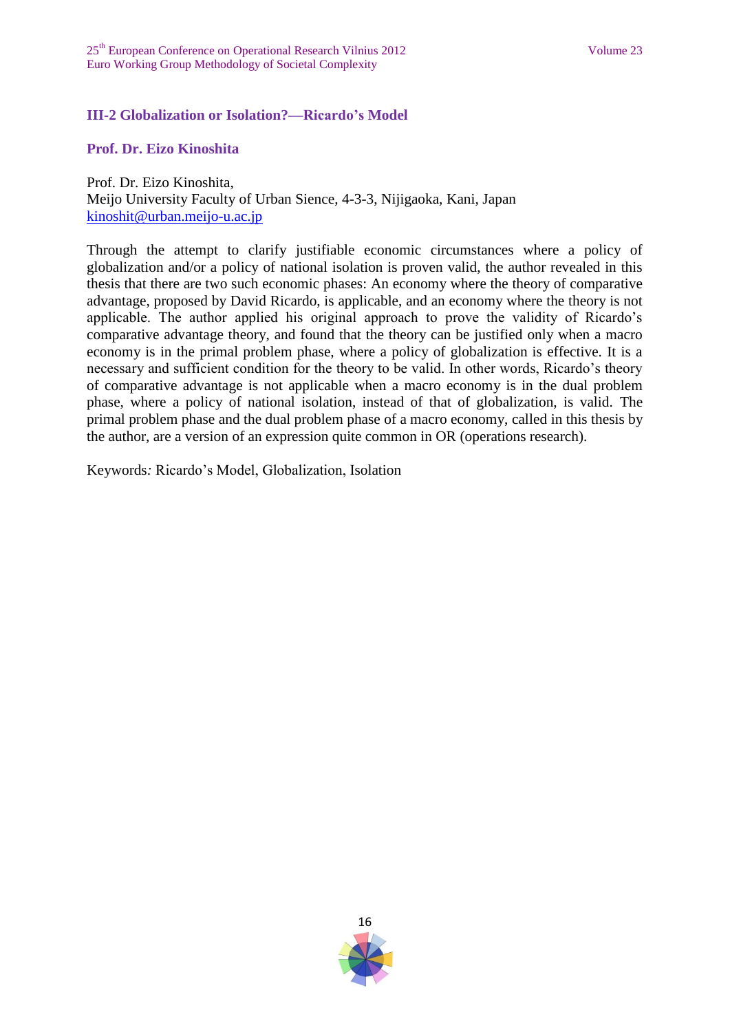## III-2 Globalization or Isolation?—Ricardo's Model

### Prof. Dr. Eizo Kinoshita

Prof. Dr. Eizo Kinoshita,
Meijo University Faculty of Urban Sience, 4-3-3, Nijigaoka, Kani, Japan
kinoshit@urban.meijo-u.ac.jp

Through the attempt to clarify justifiable economic circumstances where a policy of globalization and/or a policy of national isolation is proven valid, the author revealed in this thesis that there are two such economic phases: An economy where the theory of comparative advantage, proposed by David Ricardo, is applicable, and an economy where the theory is not applicable. The author applied his original approach to prove the validity of Ricardo's comparative advantage theory, and found that the theory can be justified only when a macro economy is in the primal problem phase, where a policy of globalization is effective. It is a necessary and sufficient condition for the theory to be valid. In other words, Ricardo's theory of comparative advantage is not applicable when a macro economy is in the dual problem phase, where a policy of national isolation, instead of that of globalization, is valid. The primal problem phase and the dual problem phase of a macro economy, called in this thesis by the author, are a version of an expression quite common in OR (operations research).

Keywords*:* Ricardo's Model, Globalization, Isolation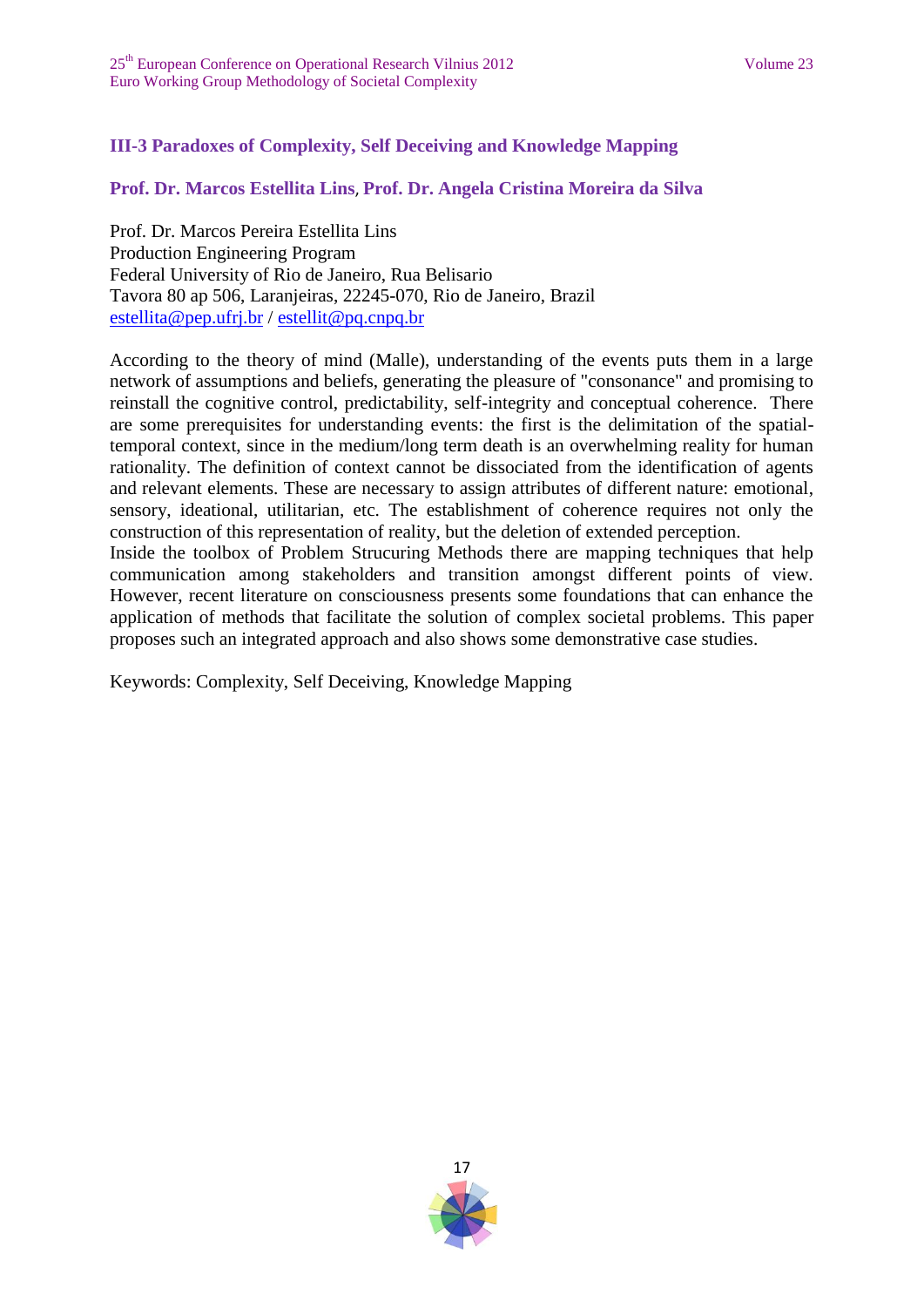## III-3 Paradoxes of Complexity, Self Deceiving and Knowledge Mapping

**Prof. Dr. Marcos Estellita Lins, Prof. Dr. Angela Cristina Moreira da Silva**

Prof. Dr. Marcos Pereira Estellita Lins
Production Engineering Program
Federal University of Rio de Janeiro, Rua Belisario
Tavora 80 ap 506, Laranjeiras, 22245-070, Rio de Janeiro, Brazil
estellita@pep.ufrj.br / estellit@pq.cnpq.br

According to the theory of mind (Malle), understanding of the events puts them in a large network of assumptions and beliefs, generating the pleasure of "consonance" and promising to reinstall the cognitive control, predictability, self-integrity and conceptual coherence. There are some prerequisites for understanding events: the first is the delimitation of the spatial-temporal context, since in the medium/long term death is an overwhelming reality for human rationality. The definition of context cannot be dissociated from the identification of agents and relevant elements. These are necessary to assign attributes of different nature: emotional, sensory, ideational, utilitarian, etc. The establishment of coherence requires not only the construction of this representation of reality, but the deletion of extended perception.
Inside the toolbox of Problem Strucuring Methods there are mapping techniques that help communication among stakeholders and transition amongst different points of view. However, recent literature on consciousness presents some foundations that can enhance the application of methods that facilitate the solution of complex societal problems. This paper proposes such an integrated approach and also shows some demonstrative case studies.

Keywords: Complexity, Self Deceiving, Knowledge Mapping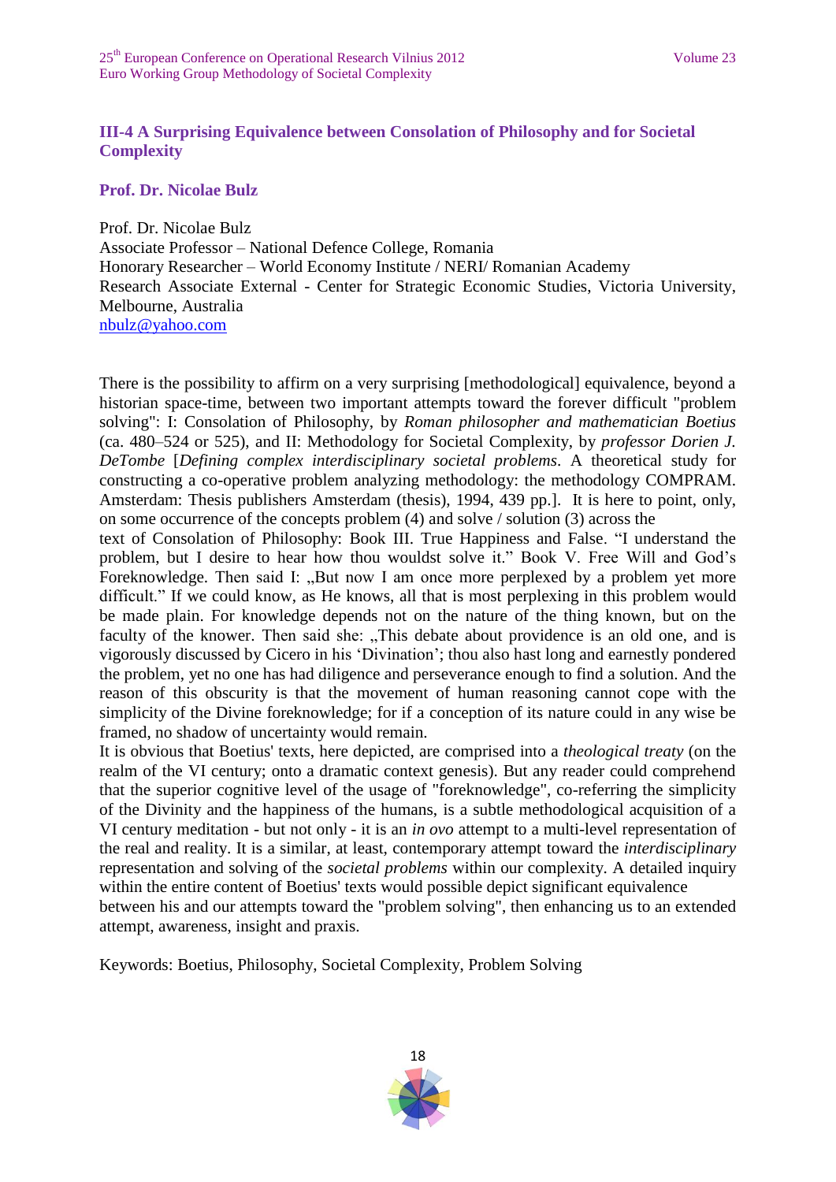## III-4 A Surprising Equivalence between Consolation of Philosophy and for Societal Complexity

**Prof. Dr. Nicolae Bulz**

Prof. Dr. Nicolae Bulz
Associate Professor – National Defence College, Romania
Honorary Researcher – World Economy Institute / NERI/ Romanian Academy
Research Associate External - Center for Strategic Economic Studies, Victoria University, Melbourne, Australia
nbulz@yahoo.com

There is the possibility to affirm on a very surprising [methodological] equivalence, beyond a historian space-time, between two important attempts toward the forever difficult "problem solving": I: Consolation of Philosophy, by *Roman philosopher and mathematician Boetius* (ca. 480–524 or 525), and II: Methodology for Societal Complexity, by *professor Dorien J. DeTombe* [*Defining complex interdisciplinary societal problems*. A theoretical study for constructing a co-operative problem analyzing methodology: the methodology COMPRAM. Amsterdam: Thesis publishers Amsterdam (thesis), 1994, 439 pp.]. It is here to point, only, on some occurrence of the concepts problem (4) and solve / solution (3) across the text of Consolation of Philosophy: Book III. True Happiness and False. "I understand the problem, but I desire to hear how thou wouldst solve it." Book V. Free Will and God's Foreknowledge. Then said I: „But now I am once more perplexed by a problem yet more difficult." If we could know, as He knows, all that is most perplexing in this problem would be made plain. For knowledge depends not on the nature of the thing known, but on the faculty of the knower. Then said she: „This debate about providence is an old one, and is vigorously discussed by Cicero in his 'Divination'; thou also hast long and earnestly pondered the problem, yet no one has had diligence and perseverance enough to find a solution. And the reason of this obscurity is that the movement of human reasoning cannot cope with the simplicity of the Divine foreknowledge; for if a conception of its nature could in any wise be framed, no shadow of uncertainty would remain.

It is obvious that Boetius' texts, here depicted, are comprised into a *theological treaty* (on the realm of the VI century; onto a dramatic context genesis). But any reader could comprehend that the superior cognitive level of the usage of "foreknowledge", co-referring the simplicity of the Divinity and the happiness of the humans, is a subtle methodological acquisition of a VI century meditation - but not only - it is an *in ovo* attempt to a multi-level representation of the real and reality. It is a similar, at least, contemporary attempt toward the *interdisciplinary* representation and solving of the *societal problems* within our complexity. A detailed inquiry within the entire content of Boetius' texts would possible depict significant equivalence between his and our attempts toward the "problem solving", then enhancing us to an extended attempt, awareness, insight and praxis.

Keywords: Boetius, Philosophy, Societal Complexity, Problem Solving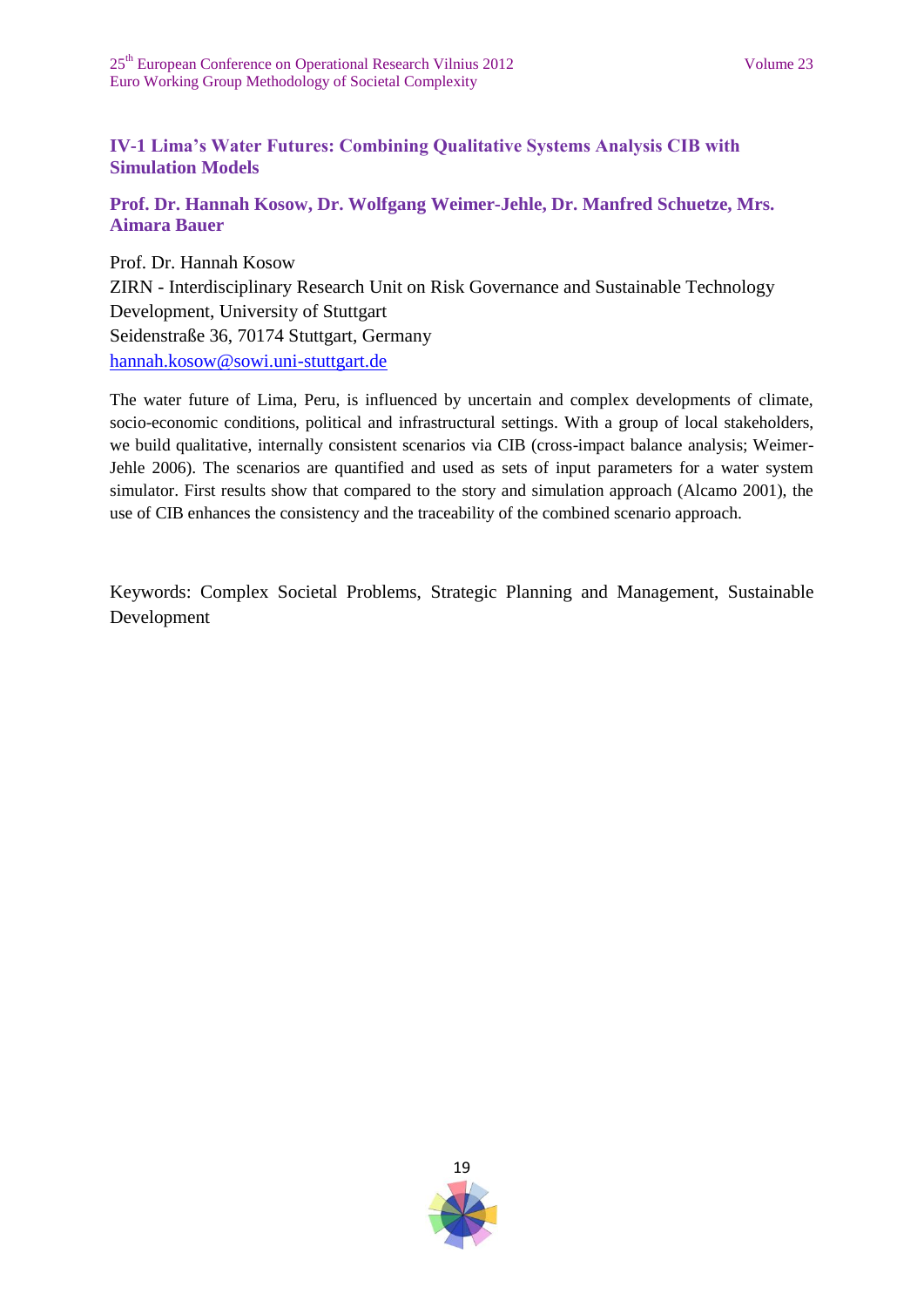## IV-1 Lima's Water Futures: Combining Qualitative Systems Analysis CIB with Simulation Models

### Prof. Dr. Hannah Kosow, Dr. Wolfgang Weimer-Jehle, Dr. Manfred Schuetze, Mrs. Aimara Bauer

Prof. Dr. Hannah Kosow
ZIRN - Interdisciplinary Research Unit on Risk Governance and Sustainable Technology Development, University of Stuttgart
Seidenstraße 36, 70174 Stuttgart, Germany
hannah.kosow@sowi.uni-stuttgart.de

The water future of Lima, Peru, is influenced by uncertain and complex developments of climate, socio-economic conditions, political and infrastructural settings. With a group of local stakeholders, we build qualitative, internally consistent scenarios via CIB (cross-impact balance analysis; Weimer-Jehle 2006). The scenarios are quantified and used as sets of input parameters for a water system simulator. First results show that compared to the story and simulation approach (Alcamo 2001), the use of CIB enhances the consistency and the traceability of the combined scenario approach.

Keywords: Complex Societal Problems, Strategic Planning and Management, Sustainable Development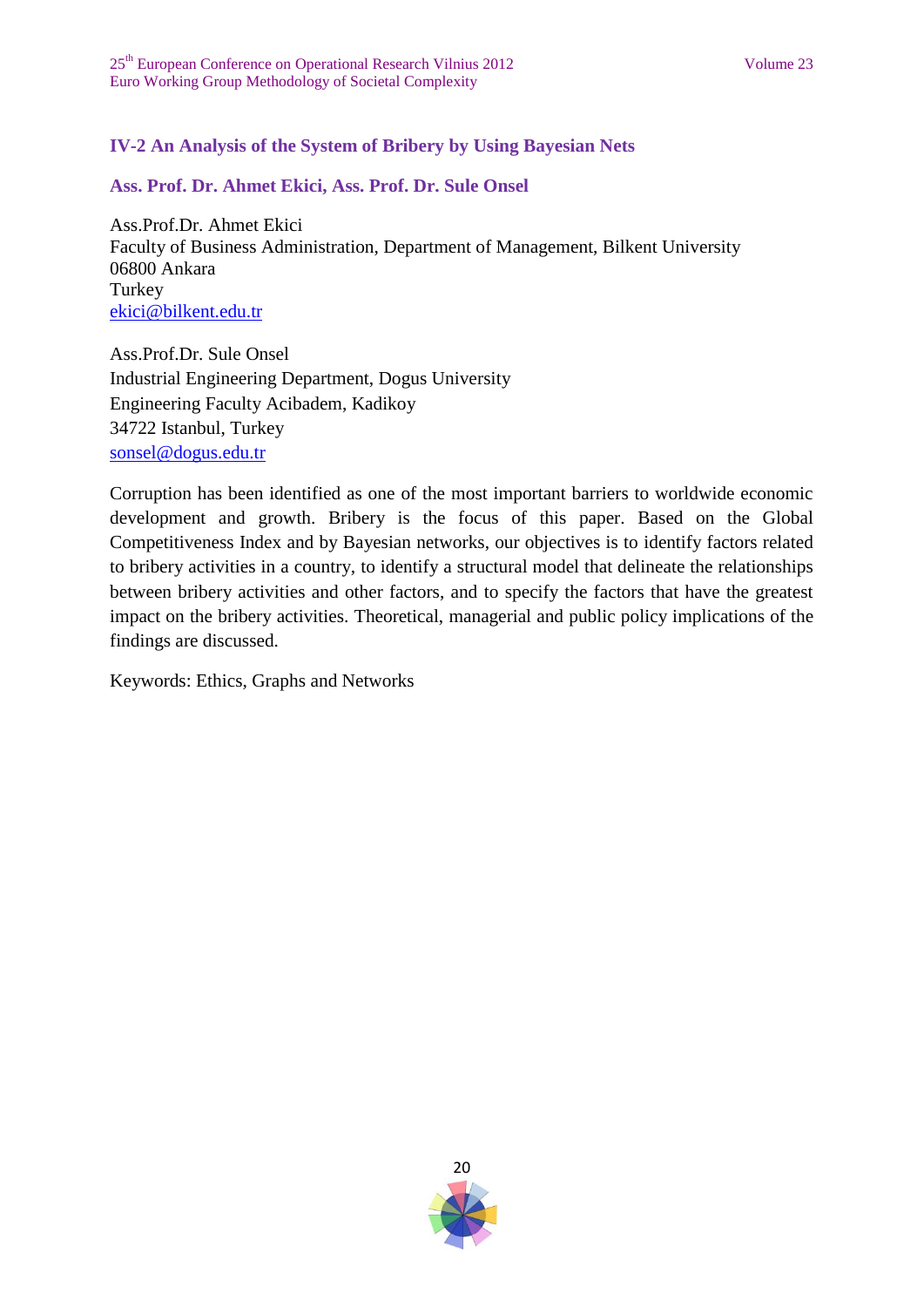## IV-2 An Analysis of the System of Bribery by Using Bayesian Nets

### Ass. Prof. Dr. Ahmet Ekici, Ass. Prof. Dr. Sule Onsel

Ass.Prof.Dr. Ahmet Ekici
Faculty of Business Administration, Department of Management, Bilkent University
06800 Ankara
Turkey
ekici@bilkent.edu.tr

Ass.Prof.Dr. Sule Onsel
Industrial Engineering Department, Dogus University
Engineering Faculty Acibadem, Kadikoy
34722 Istanbul, Turkey
sonsel@dogus.edu.tr

Corruption has been identified as one of the most important barriers to worldwide economic development and growth. Bribery is the focus of this paper. Based on the Global Competitiveness Index and by Bayesian networks, our objectives is to identify factors related to bribery activities in a country, to identify a structural model that delineate the relationships between bribery activities and other factors, and to specify the factors that have the greatest impact on the bribery activities. Theoretical, managerial and public policy implications of the findings are discussed.

Keywords: Ethics, Graphs and Networks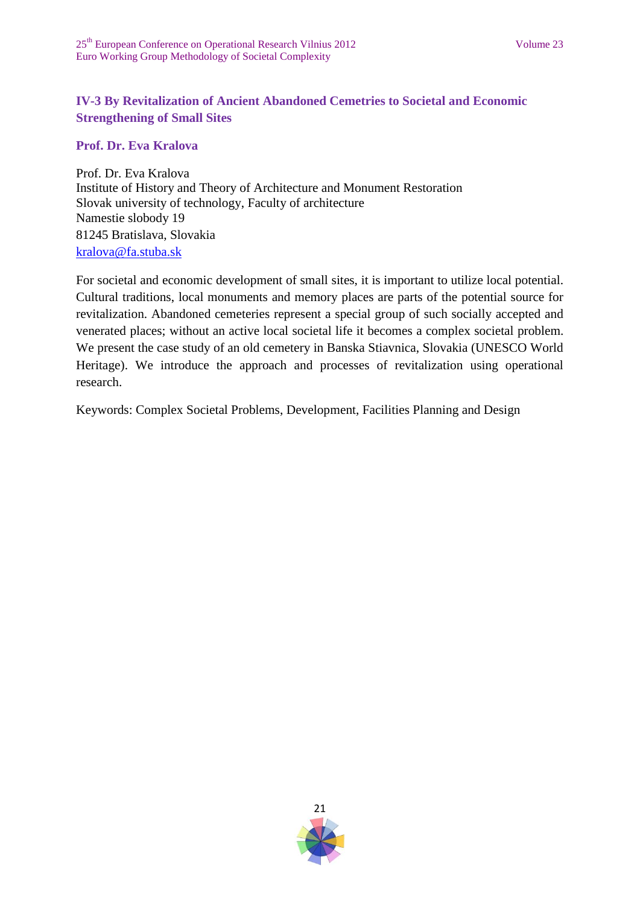## IV-3 By Revitalization of Ancient Abandoned Cemetries to Societal and Economic Strengthening of Small Sites

### Prof. Dr. Eva Kralova

Prof. Dr. Eva Kralova
Institute of History and Theory of Architecture and Monument Restoration
Slovak university of technology, Faculty of architecture
Namestie slobody 19
81245 Bratislava, Slovakia
kralova@fa.stuba.sk

For societal and economic development of small sites, it is important to utilize local potential. Cultural traditions, local monuments and memory places are parts of the potential source for revitalization. Abandoned cemeteries represent a special group of such socially accepted and venerated places; without an active local societal life it becomes a complex societal problem. We present the case study of an old cemetery in Banska Stiavnica, Slovakia (UNESCO World Heritage). We introduce the approach and processes of revitalization using operational research.

Keywords: Complex Societal Problems, Development, Facilities Planning and Design